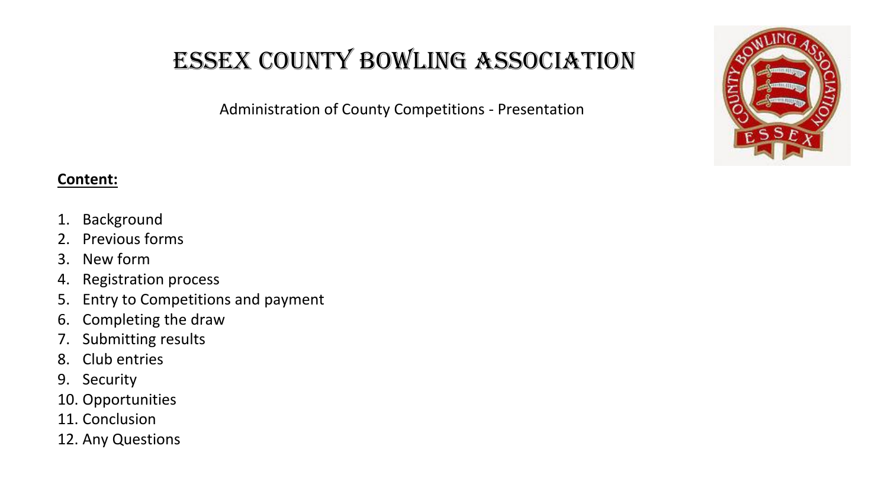# ESSEX COUNTY BOWLING ASSOCIATION

Administration of County Competitions - Presentation

**Content:**

1. Background
2. Previous forms
3. New form
4. Registration process
5. Entry to Competitions and payment
6. Completing the draw
7. Submitting results
8. Club entries
9. Security
10. Opportunities
11. Conclusion
12. Any Questions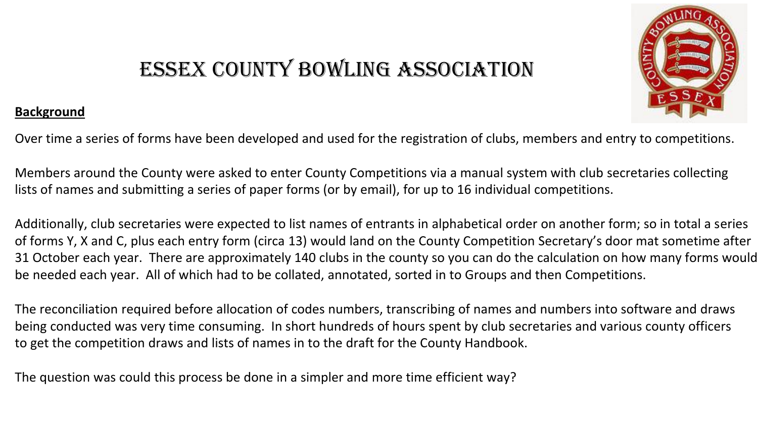# Essex County Bowling Association

**Background**

Over time a series of forms have been developed and used for the registration of clubs, members and entry to competitions.

Members around the County were asked to enter County Competitions via a manual system with club secretaries collecting lists of names and submitting a series of paper forms (or by email), for up to 16 individual competitions.

Additionally, club secretaries were expected to list names of entrants in alphabetical order on another form; so in total a series of forms Y, X and C, plus each entry form (circa 13) would land on the County Competition Secretary's door mat sometime after 31 October each year. There are approximately 140 clubs in the county so you can do the calculation on how many forms would be needed each year. All of which had to be collated, annotated, sorted in to Groups and then Competitions.

The reconciliation required before allocation of codes numbers, transcribing of names and numbers into software and draws being conducted was very time consuming. In short hundreds of hours spent by club secretaries and various county officers to get the competition draws and lists of names in to the draft for the County Handbook.

The question was could this process be done in a simpler and more time efficient way?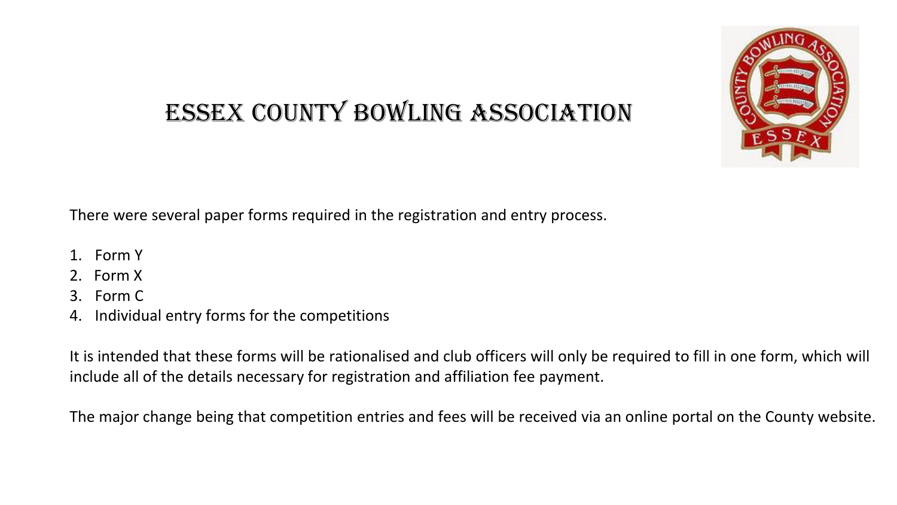# ESSEX COUNTY BOWLING ASSOCIATION

There were several paper forms required in the registration and entry process.

1. Form Y
2. Form X
3. Form C
4. Individual entry forms for the competitions

It is intended that these forms will be rationalised and club officers will only be required to fill in one form, which will include all of the details necessary for registration and affiliation fee payment.

The major change being that competition entries and fees will be received via an online portal on the County website.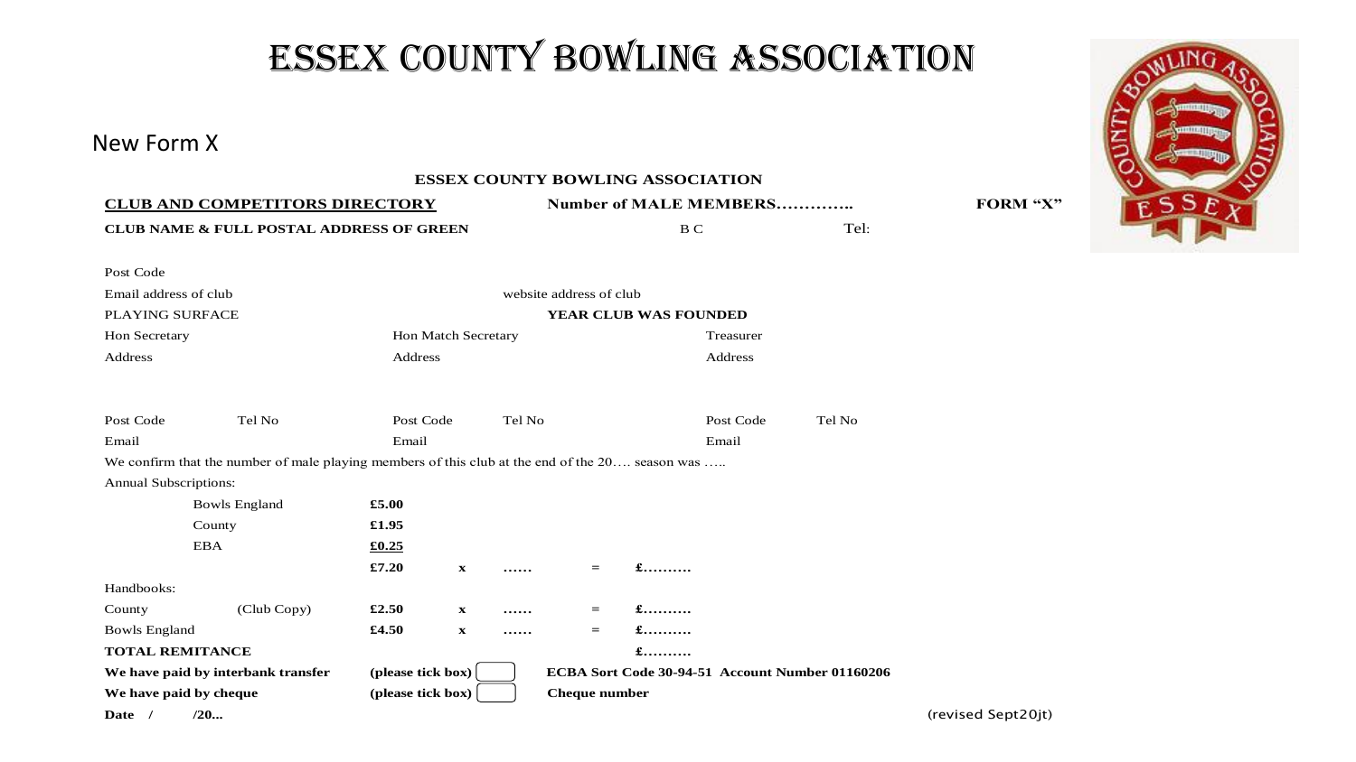# ESSEX COUNTY BOWLING ASSOCIATION

## New Form X

**ESSEX COUNTY BOWLING ASSOCIATION**

**CLUB AND COMPETITORS DIRECTORY** **Number of MALE MEMBERS…………..** **FORM "X"**

**CLUB NAME & FULL POSTAL ADDRESS OF GREEN** B C Tel:

Post Code

Email address of club website address of club

PLAYING SURFACE **YEAR CLUB WAS FOUNDED**

| Hon Secretary | | Hon Match Secretary | | Treasurer | |
|---|---|---|---|---|---|
| Address | | Address | | Address | |
| Post Code | Tel No | Post Code | Tel No | Post Code | Tel No |
| Email | | Email | | Email | |

We confirm that the number of male playing members of this club at the end of the 20…. season was …..

Annual Subscriptions:

| | | | | | | |
|---|---|---|---|---|---|---|
| | Bowls England | **£5.00** | | | | |
| | County | **£1.95** | | | | |
| | EBA | **£0.25** | | | | |
| | | **£7.20** | **x** | **……** | **=** | **£………** |
| Handbooks: | | | | | | |
| County | (Club Copy) | **£2.50** | **x** | **……** | **=** | **£………** |
| Bowls England | | **£4.50** | **x** | **……** | **=** | **£………** |
| **TOTAL REMITANCE** | | | | | | **£………** |

**We have paid by interbank transfer** **(please tick box)** ☐ **ECBA Sort Code 30-94-51 Account Number 01160206**

**We have paid by cheque** **(please tick box)** ☐ **Cheque number**

**Date / /20...**

(revised Sept20jt)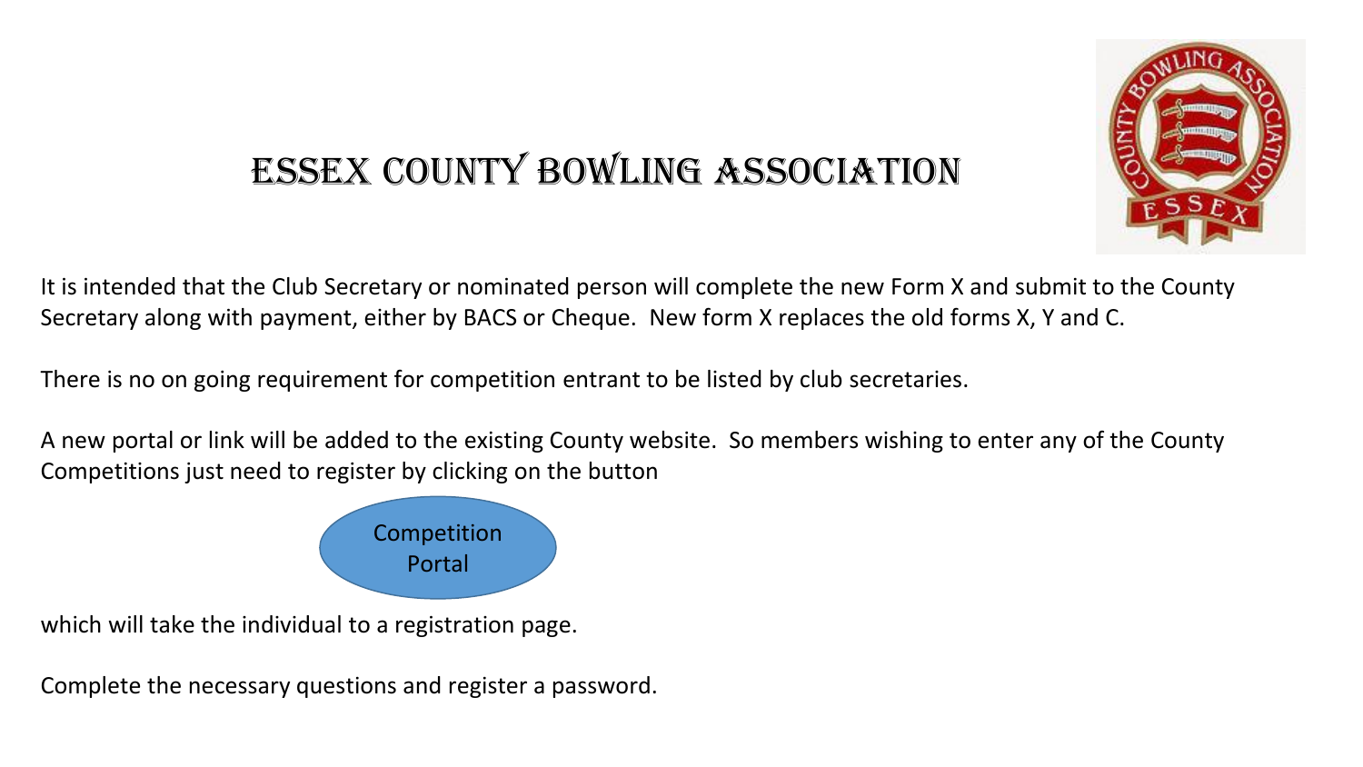# Essex County Bowling Association

It is intended that the Club Secretary or nominated person will complete the new Form X and submit to the County Secretary along with payment, either by BACS or Cheque. New form X replaces the old forms X, Y and C.

There is no on going requirement for competition entrant to be listed by club secretaries.

A new portal or link will be added to the existing County website. So members wishing to enter any of the County Competitions just need to register by clicking on the button

Competition Portal

which will take the individual to a registration page.

Complete the necessary questions and register a password.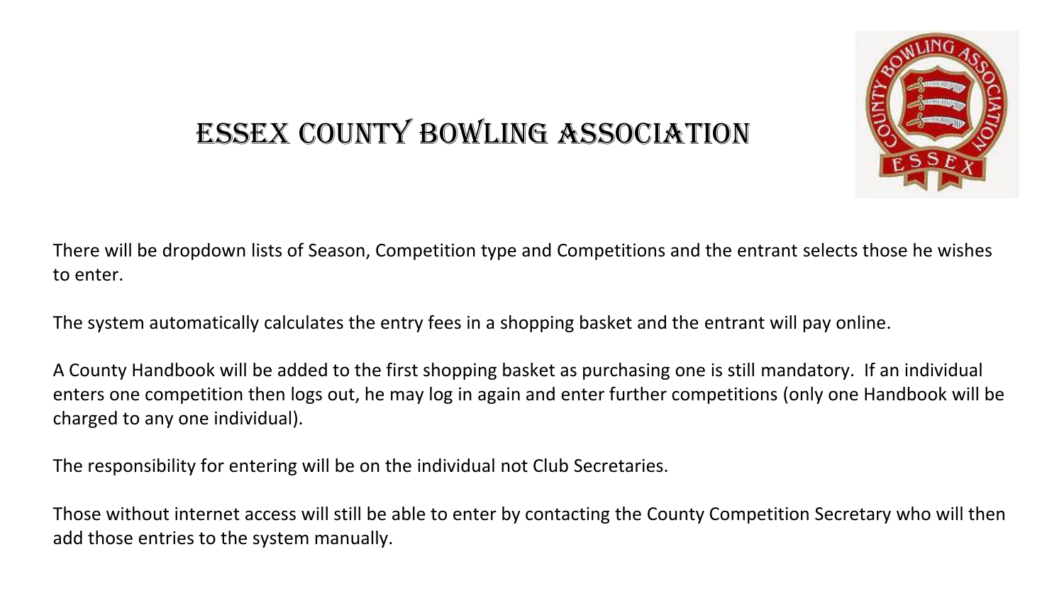# Essex County Bowling Association

There will be dropdown lists of Season, Competition type and Competitions and the entrant selects those he wishes to enter.

The system automatically calculates the entry fees in a shopping basket and the entrant will pay online.

A County Handbook will be added to the first shopping basket as purchasing one is still mandatory. If an individual enters one competition then logs out, he may log in again and enter further competitions (only one Handbook will be charged to any one individual).

The responsibility for entering will be on the individual not Club Secretaries.

Those without internet access will still be able to enter by contacting the County Competition Secretary who will then add those entries to the system manually.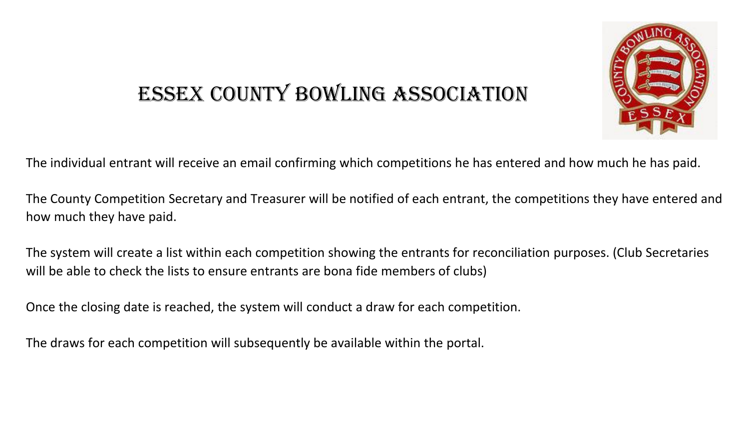# Essex County Bowling Association

The individual entrant will receive an email confirming which competitions he has entered and how much he has paid.

The County Competition Secretary and Treasurer will be notified of each entrant, the competitions they have entered and how much they have paid.

The system will create a list within each competition showing the entrants for reconciliation purposes. (Club Secretaries will be able to check the lists to ensure entrants are bona fide members of clubs)

Once the closing date is reached, the system will conduct a draw for each competition.

The draws for each competition will subsequently be available within the portal.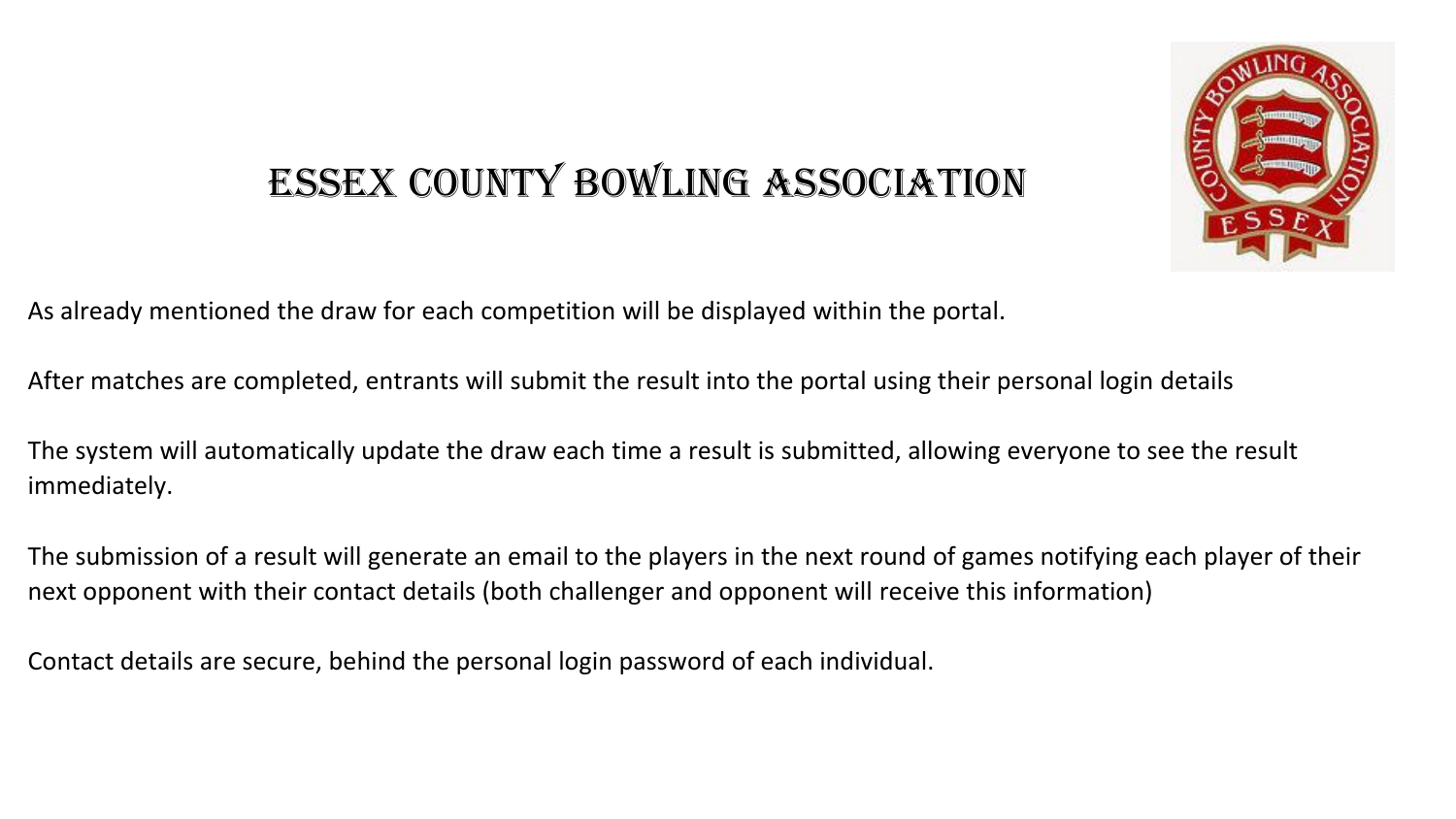# ESSEX COUNTY BOWLING ASSOCIATION

As already mentioned the draw for each competition will be displayed within the portal.

After matches are completed, entrants will submit the result into the portal using their personal login details

The system will automatically update the draw each time a result is submitted, allowing everyone to see the result immediately.

The submission of a result will generate an email to the players in the next round of games notifying each player of their next opponent with their contact details (both challenger and opponent will receive this information)

Contact details are secure, behind the personal login password of each individual.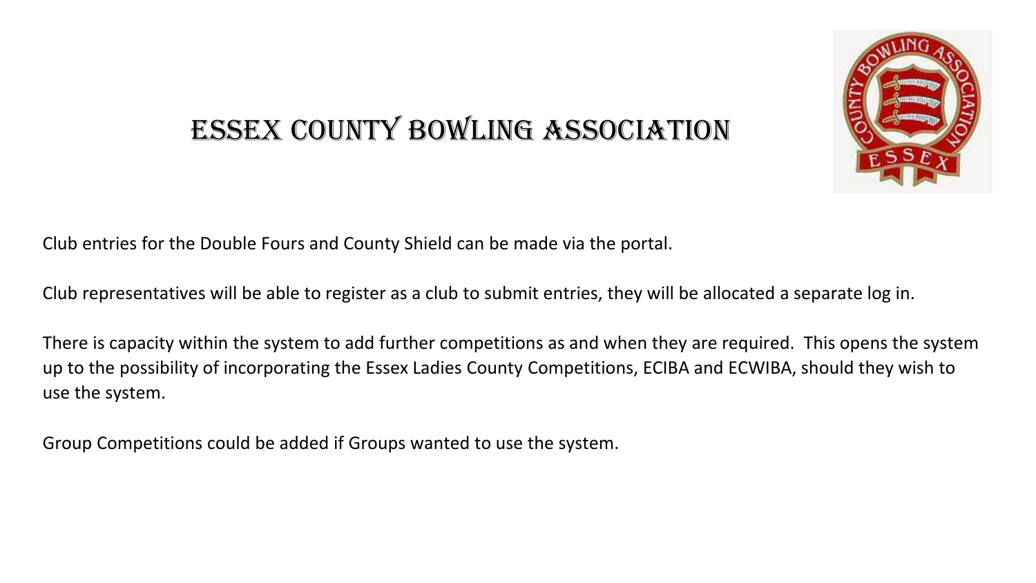# Essex County Bowling Association

Club entries for the Double Fours and County Shield can be made via the portal.

Club representatives will be able to register as a club to submit entries, they will be allocated a separate log in.

There is capacity within the system to add further competitions as and when they are required. This opens the system up to the possibility of incorporating the Essex Ladies County Competitions, ECIBA and ECWIBA, should they wish to use the system.

Group Competitions could be added if Groups wanted to use the system.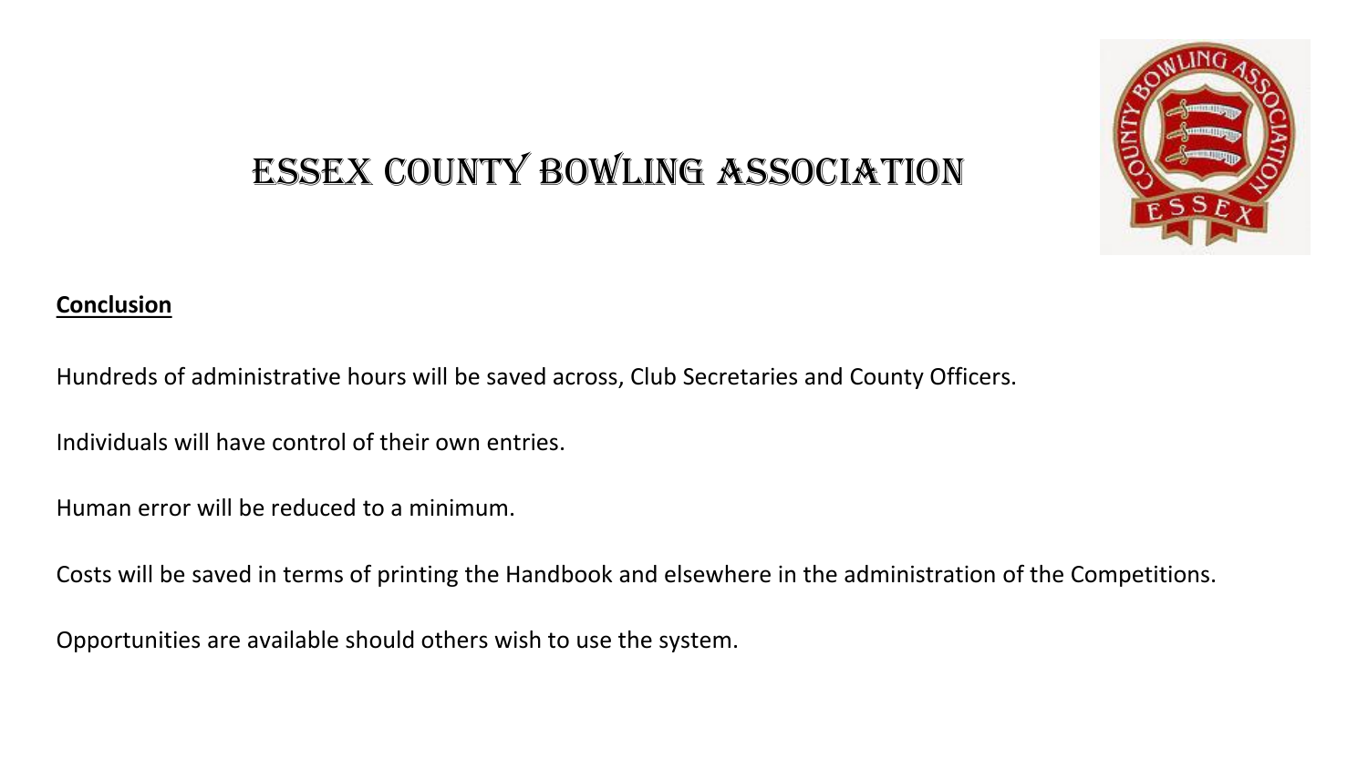# ESSEX COUNTY BOWLING ASSOCIATION

**Conclusion**

Hundreds of administrative hours will be saved across, Club Secretaries and County Officers.

Individuals will have control of their own entries.

Human error will be reduced to a minimum.

Costs will be saved in terms of printing the Handbook and elsewhere in the administration of the Competitions.

Opportunities are available should others wish to use the system.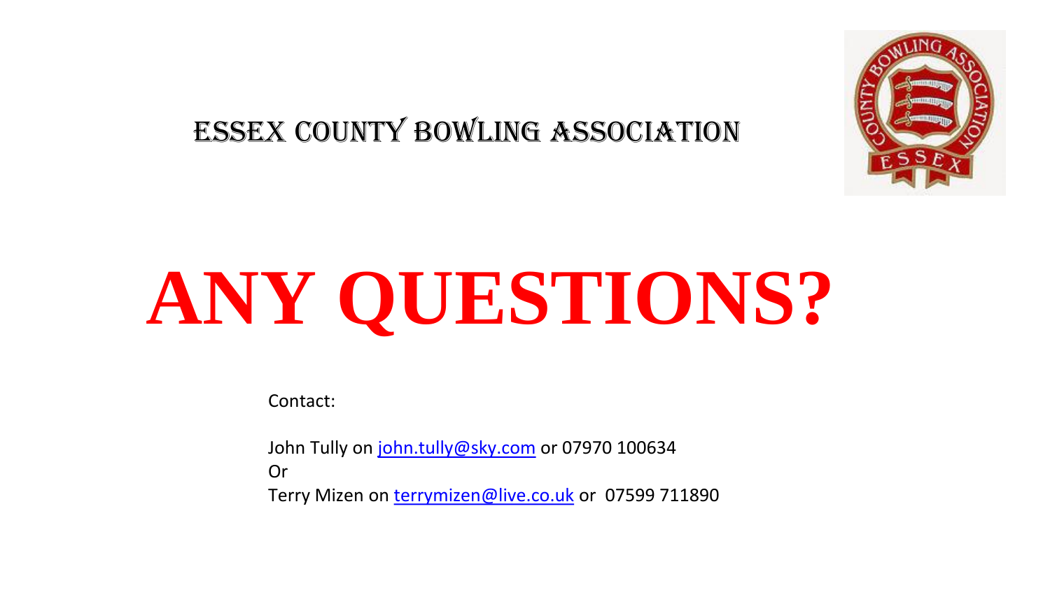# Essex County Bowling Association

# ANY QUESTIONS?

Contact:

John Tully on john.tully@sky.com or 07970 100634
Or
Terry Mizen on terrymizen@live.co.uk or 07599 711890